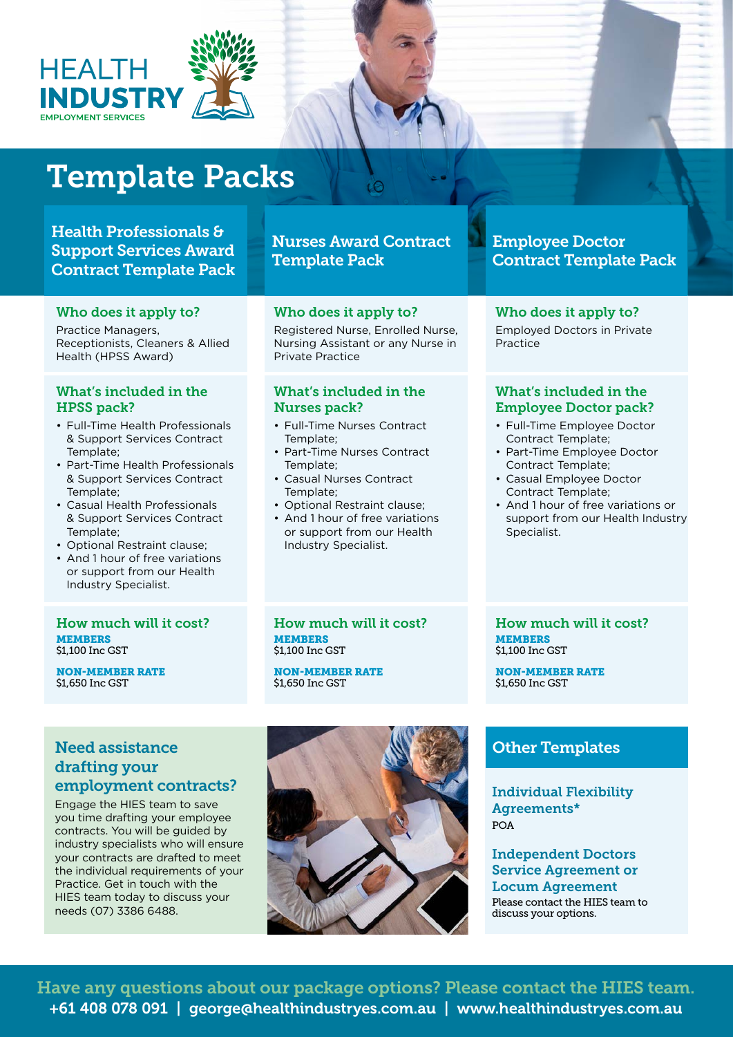HEALTH INDUSTRY EMPLOYMENT SERVICES

# Template Packs

## Health Professionals & Support Services Award Contract Template Pack

### Who does it apply to?

Practice Managers, Receptionists, Cleaners & Allied Health (HPSS Award)

### What's included in the HPSS pack?

- Full-Time Health Professionals & Support Services Contract Template;
- Part-Time Health Professionals & Support Services Contract Template;
- Casual Health Professionals & Support Services Contract Template;
- Optional Restraint clause;
- And 1 hour of free variations or support from our Health Industry Specialist.

### How much will it cost?

**MEMBERS**
$1,100 Inc GST

**NON-MEMBER RATE**
$1,650 Inc GST

## Nurses Award Contract Template Pack

### Who does it apply to?

Registered Nurse, Enrolled Nurse, Nursing Assistant or any Nurse in Private Practice

### What's included in the Nurses pack?

- Full-Time Nurses Contract Template;
- Part-Time Nurses Contract Template;
- Casual Nurses Contract Template;
- Optional Restraint clause;
- And 1 hour of free variations or support from our Health Industry Specialist.

### How much will it cost?

**MEMBERS**
$1,100 Inc GST

**NON-MEMBER RATE**
$1,650 Inc GST

## Employee Doctor Contract Template Pack

### Who does it apply to?

Employed Doctors in Private Practice

### What's included in the Employee Doctor pack?

- Full-Time Employee Doctor Contract Template;
- Part-Time Employee Doctor Contract Template;
- Casual Employee Doctor Contract Template;
- And 1 hour of free variations or support from our Health Industry Specialist.

### How much will it cost?

**MEMBERS**
$1,100 Inc GST

**NON-MEMBER RATE**
$1,650 Inc GST

## Need assistance drafting your employment contracts?

Engage the HIES team to save you time drafting your employee contracts. You will be guided by industry specialists who will ensure your contracts are drafted to meet the individual requirements of your Practice. Get in touch with the HIES team today to discuss your needs (07) 3386 6488.

## Other Templates

### Individual Flexibility Agreements*

POA

### Independent Doctors Service Agreement or Locum Agreement

Please contact the HIES team to discuss your options.

**Have any questions about our package options? Please contact the HIES team.**

+61 408 078 091 | george@healthindustryes.com.au | www.healthindustryes.com.au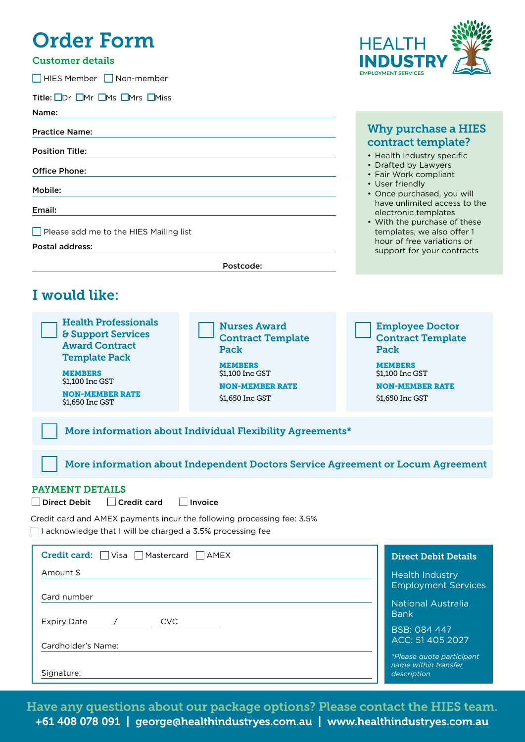# Order Form

HEALTH INDUSTRY EMPLOYMENT SERVICES

## Customer details

☐ HIES Member ☐ Non-member

**Title:** ☐Dr ☐Mr ☐Ms ☐Mrs ☐Miss

**Name:**

**Practice Name:**

**Position Title:**

**Office Phone:**

**Mobile:**

**Email:**

☐ Please add me to the HIES Mailing list

**Postal address:**

**Postcode:**

### Why purchase a HIES contract template?

- Health Industry specific
- Drafted by Lawyers
- Fair Work compliant
- User friendly
- Once purchased, you will have unlimited access to the electronic templates
- With the purchase of these templates, we also offer 1 hour of free variations or support for your contracts

## I would like:

☐ **Health Professionals & Support Services Award Contract Template Pack**

**MEMBERS**
$1,100 Inc GST

**NON-MEMBER RATE**
$1,650 Inc GST

☐ **Nurses Award Contract Template Pack**

**MEMBERS**
$1,100 Inc GST

**NON-MEMBER RATE**
$1,650 Inc GST

☐ **Employee Doctor Contract Template Pack**

**MEMBERS**
$1,100 Inc GST

**NON-MEMBER RATE**
$1,650 Inc GST

☐ **More information about Individual Flexibility Agreements***

☐ **More information about Independent Doctors Service Agreement or Locum Agreement**

## PAYMENT DETAILS

☐ **Direct Debit** ☐ **Credit card** ☐ **Invoice**

Credit card and AMEX payments incur the following processing fee: 3.5%

☐ I acknowledge that I will be charged a 3.5% processing fee

**Credit card:** ☐ Visa ☐ Mastercard ☐ AMEX

Amount $

Card number

Expiry Date / CVC

Cardholder's Name:

Signature:

**Direct Debit Details**

Health Industry Employment Services

National Australia Bank

BSB: 084 447
ACC: 51 405 2027

*\*Please quote participant name within transfer description*

**Have any questions about our package options? Please contact the HIES team.**

+61 408 078 091 | george@healthindustryes.com.au | www.healthindustryes.com.au